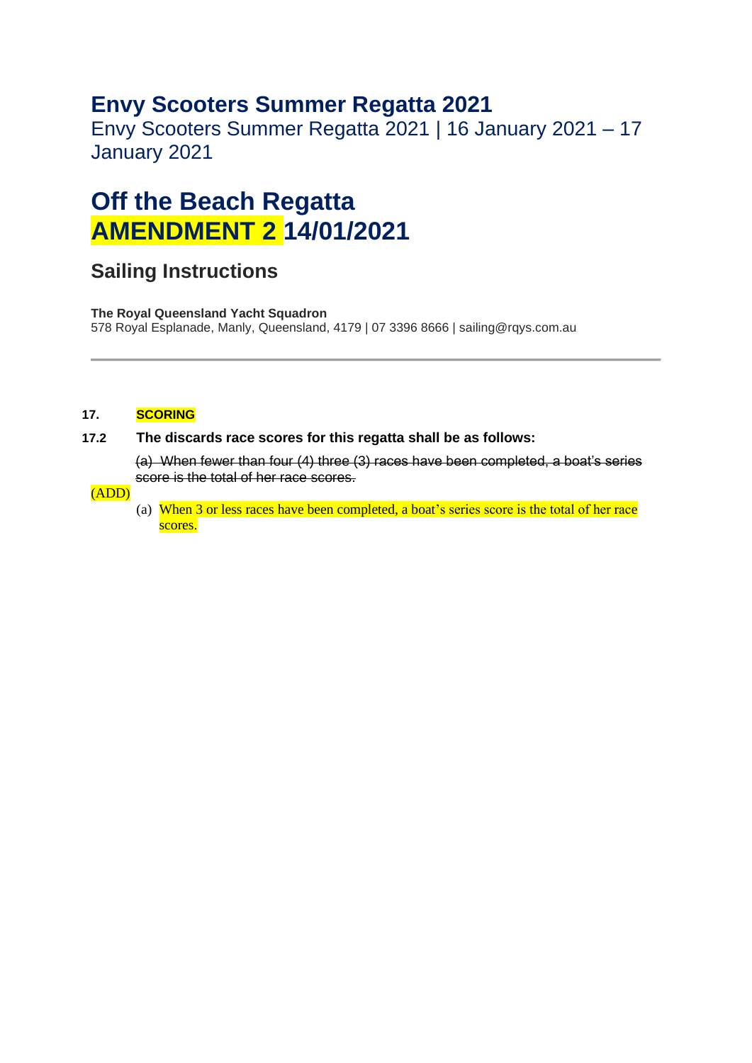# Envy Scooters Summer Regatta 2021

Envy Scooters Summer Regatta 2021 | 16 January 2021 – 17 January 2021

# Off the Beach Regatta AMENDMENT 2 14/01/2021

## Sailing Instructions

**The Royal Queensland Yacht Squadron**
578 Royal Esplanade, Manly, Queensland, 4179 | 07 3396 8666 | sailing@rqys.com.au

---

**17. SCORING**

**17.2 The discards race scores for this regatta shall be as follows:**

~~(a) When fewer than four (4) three (3) races have been completed, a boat's series score is the total of her race scores.~~

(ADD)

(a) When 3 or less races have been completed, a boat's series score is the total of her race scores.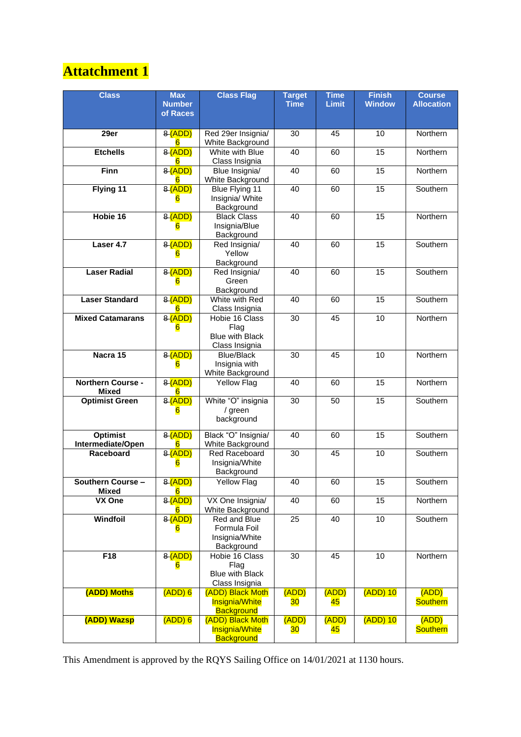# Attatchment 1

| Class | Max Number of Races | Class Flag | Target Time | Time Limit | Finish Window | Course Allocation |
|---|---|---|---|---|---|---|
| **29er** | ~~8~~ (ADD) 6 | Red 29er Insignia/ White Background | 30 | 45 | 10 | Northern |
| **Etchells** | ~~8~~ (ADD) 6 | White with Blue Class Insignia | 40 | 60 | 15 | Northern |
| **Finn** | ~~8~~ (ADD) 6 | Blue Insignia/ White Background | 40 | 60 | 15 | Northern |
| **Flying 11** | ~~8~~ (ADD) 6 | Blue Flying 11 Insignia/ White Background | 40 | 60 | 15 | Southern |
| **Hobie 16** | ~~8~~ (ADD) 6 | Black Class Insignia/Blue Background | 40 | 60 | 15 | Northern |
| **Laser 4.7** | ~~8~~ (ADD) 6 | Red Insignia/ Yellow Background | 40 | 60 | 15 | Southern |
| **Laser Radial** | ~~8~~ (ADD) 6 | Red Insignia/ Green Background | 40 | 60 | 15 | Southern |
| **Laser Standard** | ~~8~~ (ADD) 6 | White with Red Class Insignia | 40 | 60 | 15 | Southern |
| **Mixed Catamarans** | ~~8~~ (ADD) 6 | Hobie 16 Class Flag Blue with Black Class Insignia | 30 | 45 | 10 | Northern |
| **Nacra 15** | ~~8~~ (ADD) 6 | Blue/Black Insignia with White Background | 30 | 45 | 10 | Northern |
| **Northern Course - Mixed** | ~~8~~ (ADD) 6 | Yellow Flag | 40 | 60 | 15 | Northern |
| **Optimist Green** | ~~8~~ (ADD) 6 | White "O" insignia / green background | 30 | 50 | 15 | Southern |
| **Optimist Intermediate/Open** | ~~8~~ (ADD) 6 | Black "O" Insignia/ White Background | 40 | 60 | 15 | Southern |
| **Raceboard** | ~~8~~ (ADD) 6 | Red Raceboard Insignia/White Background | 30 | 45 | 10 | Southern |
| **Southern Course – Mixed** | ~~8~~ (ADD) 6 | Yellow Flag | 40 | 60 | 15 | Southern |
| **VX One** | ~~8~~ (ADD) 6 | VX One Insignia/ White Background | 40 | 60 | 15 | Northern |
| **Windfoil** | ~~8~~ (ADD) 6 | Red and Blue Formula Foil Insignia/White Background | 25 | 40 | 10 | Southern |
| **F18** | ~~8~~ (ADD) 6 | Hobie 16 Class Flag Blue with Black Class Insignia | 30 | 45 | 10 | Northern |
| **(ADD) Moths** | (ADD) 6 | (ADD) Black Moth Insignia/White Background | (ADD) 30 | (ADD) 45 | (ADD) 10 | (ADD) Southern |
| **(ADD) Wazsp** | (ADD) 6 | (ADD) Black Moth Insignia/White Background | (ADD) 30 | (ADD) 45 | (ADD) 10 | (ADD) Southern |

This Amendment is approved by the RQYS Sailing Office on 14/01/2021 at 1130 hours.